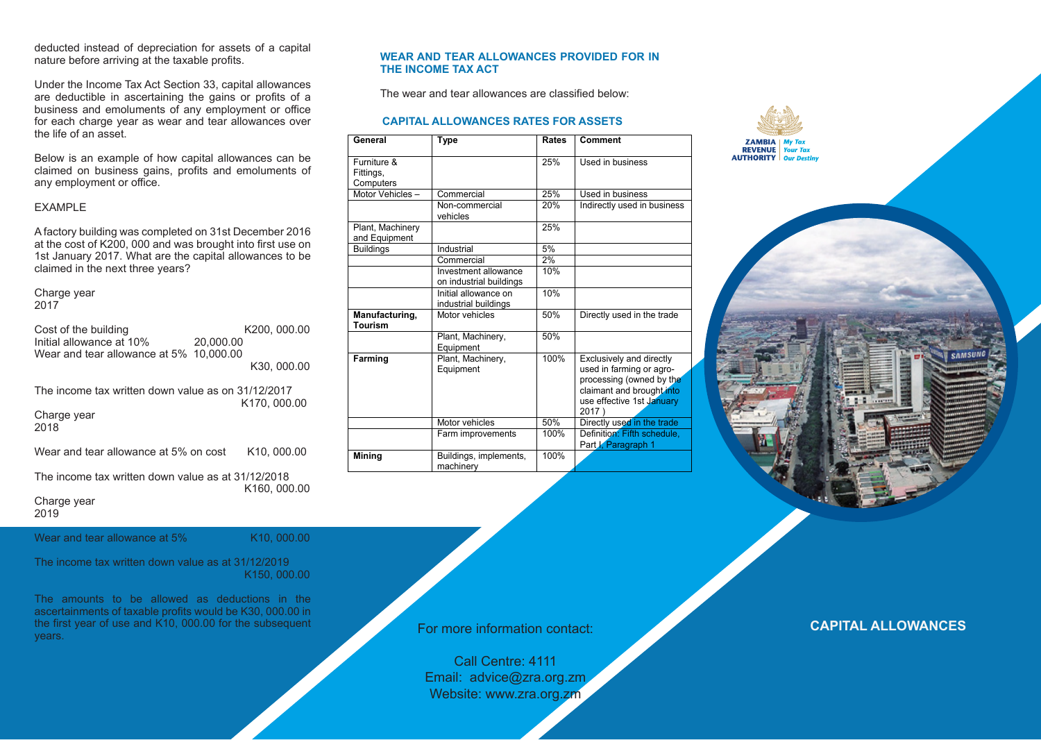deducted instead of depreciation for assets of a capital nature before arriving at the taxable profits.

Under the Income Tax Act Section 33, capital allowances are deductible in ascertaining the gains or profits of a business and emoluments of any employment or office for each charge year as wear and tear allowances over the life of an asset.

Below is an example of how capital allowances can be claimed on business gains, profits and emoluments of any employment or office.

EXAMPLE

A factory building was completed on 31st December 2016 at the cost of K200, 000 and was brought into first use on 1st January 2017. What are the capital allowances to be claimed in the next three years?

Charge year
2017

| | | |
|---|---|---|
| Cost of the building | | K200, 000.00 |
| Initial allowance at 10% | 20,000.00 | |
| Wear and tear allowance at 5% | 10,000.00 | |
| | | K30, 000.00 |

The income tax written down value as on 31/12/2017 K170, 000.00

Charge year
2018

Wear and tear allowance at 5% on cost K10, 000.00

The income tax written down value as at 31/12/2018 K160, 000.00

Charge year
2019

Wear and tear allowance at 5% K10, 000.00

The income tax written down value as at 31/12/2019 K150, 000.00

The amounts to be allowed as deductions in the ascertainments of taxable profits would be K30, 000.00 in the first year of use and K10, 000.00 for the subsequent years.

## WEAR AND TEAR ALLOWANCES PROVIDED FOR IN THE INCOME TAX ACT

The wear and tear allowances are classified below:

### CAPITAL ALLOWANCES RATES FOR ASSETS

| General | Type | Rates | Comment |
|---|---|---|---|
| Furniture & Fittings, Computers | | 25% | Used in business |
| Motor Vehicles – | Commercial | 25% | Used in business |
| | Non-commercial vehicles | 20% | Indirectly used in business |
| Plant, Machinery and Equipment | | 25% | |
| Buildings | Industrial | 5% | |
| | Commercial | 2% | |
| | Investment allowance on industrial buildings | 10% | |
| | Initial allowance on industrial buildings | 10% | |
| **Manufacturing, Tourism** | Motor vehicles | 50% | Directly used in the trade |
| | Plant, Machinery, Equipment | 50% | |
| **Farming** | Plant, Machinery, Equipment | 100% | Exclusively and directly used in farming or agro-processing (owned by the claimant and brought into use effective 1st January 2017 ) |
| | Motor vehicles | 50% | Directly used in the trade |
| | Farm improvements | 100% | Definition: Fifth schedule, Part I, Paragraph 1 |
| **Mining** | Buildings, implements, machinery | 100% | |

For more information contact:

Call Centre: 4111
Email: advice@zra.org.zm
Website: www.zra.org.zm

ZAMBIA REVENUE AUTHORITY | My Tax Your Tax Our Destiny

## CAPITAL ALLOWANCES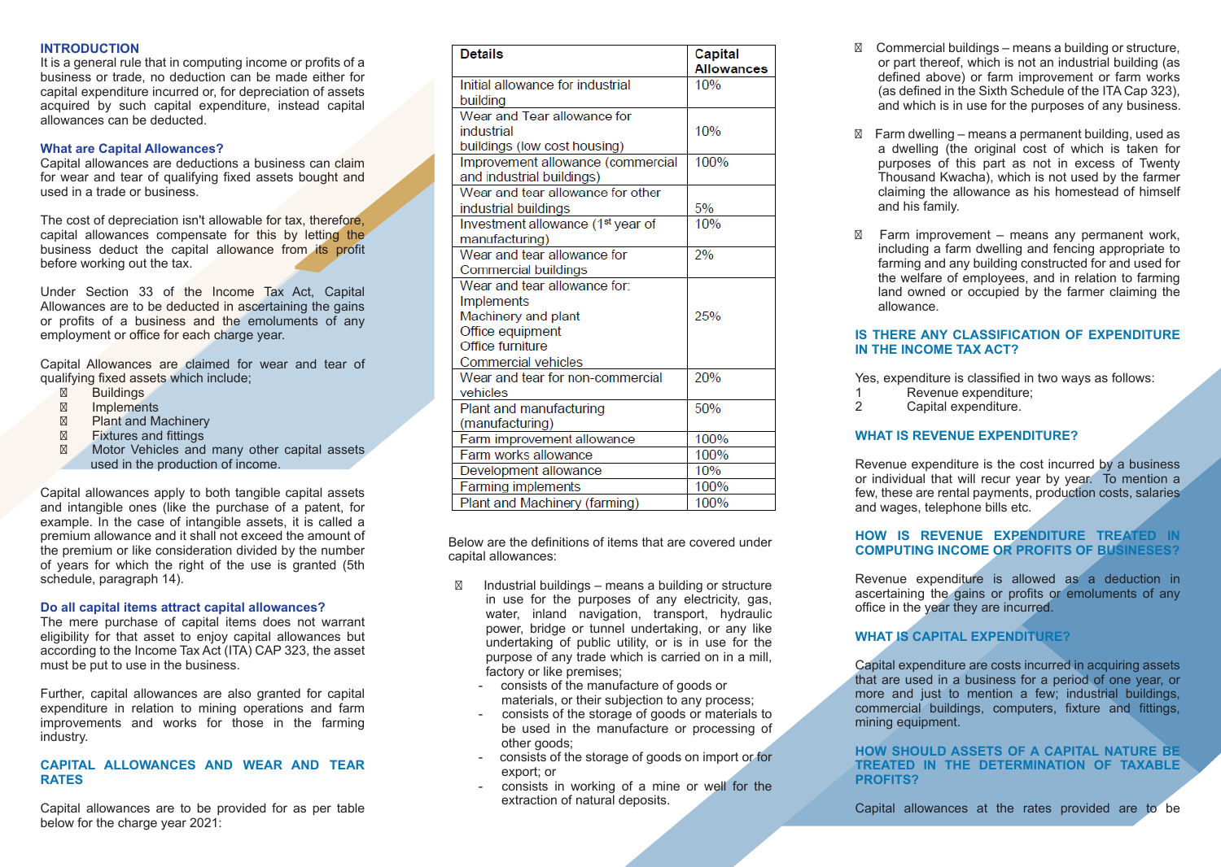## INTRODUCTION

It is a general rule that in computing income or profits of a business or trade, no deduction can be made either for capital expenditure incurred or, for depreciation of assets acquired by such capital expenditure, instead capital allowances can be deducted.

### What are Capital Allowances?

Capital allowances are deductions a business can claim for wear and tear of qualifying fixed assets bought and used in a trade or business.

The cost of depreciation isn't allowable for tax, therefore, capital allowances compensate for this by letting the business deduct the capital allowance from its profit before working out the tax.

Under Section 33 of the Income Tax Act, Capital Allowances are to be deducted in ascertaining the gains or profits of a business and the emoluments of any employment or office for each charge year.

Capital Allowances are claimed for wear and tear of qualifying fixed assets which include;

- Buildings
- Implements
- Plant and Machinery
- Fixtures and fittings
- Motor Vehicles and many other capital assets used in the production of income.

Capital allowances apply to both tangible capital assets and intangible ones (like the purchase of a patent, for example. In the case of intangible assets, it is called a premium allowance and it shall not exceed the amount of the premium or like consideration divided by the number of years for which the right of the use is granted (5th schedule, paragraph 14).

### Do all capital items attract capital allowances?

The mere purchase of capital items does not warrant eligibility for that asset to enjoy capital allowances but according to the Income Tax Act (ITA) CAP 323, the asset must be put to use in the business.

Further, capital allowances are also granted for capital expenditure in relation to mining operations and farm improvements and works for those in the farming industry.

## CAPITAL ALLOWANCES AND WEAR AND TEAR RATES

Capital allowances are to be provided for as per table below for the charge year 2021:

| Details | Capital Allowances |
|---|---|
| Initial allowance for industrial building | 10% |
| Wear and Tear allowance for industrial buildings (low cost housing) | 10% |
| Improvement allowance (commercial and industrial buildings) | 100% |
| Wear and tear allowance for other industrial buildings | 5% |
| Investment allowance (1st year of manufacturing) | 10% |
| Wear and tear allowance for Commercial buildings | 2% |
| Wear and tear allowance for: Implements, Machinery and plant, Office equipment, Office furniture, Commercial vehicles | 25% |
| Wear and tear for non-commercial vehicles | 20% |
| Plant and manufacturing (manufacturing) | 50% |
| Farm improvement allowance | 100% |
| Farm works allowance | 100% |
| Development allowance | 10% |
| Farming implements | 100% |
| Plant and Machinery (farming) | 100% |

Below are the definitions of items that are covered under capital allowances:

- Industrial buildings – means a building or structure in use for the purposes of any electricity, gas, water, inland navigation, transport, hydraulic power, bridge or tunnel undertaking, or any like undertaking of public utility, or is in use for the purpose of any trade which is carried on in a mill, factory or like premises;
  - consists of the manufacture of goods or materials, or their subjection to any process;
  - consists of the storage of goods or materials to be used in the manufacture or processing of other goods;
  - consists of the storage of goods on import or for export; or
  - consists in working of a mine or well for the extraction of natural deposits.
- Commercial buildings – means a building or structure, or part thereof, which is not an industrial building (as defined above) or farm improvement or farm works (as defined in the Sixth Schedule of the ITA Cap 323), and which is in use for the purposes of any business.
- Farm dwelling – means a permanent building, used as a dwelling (the original cost of which is taken for purposes of this part as not in excess of Twenty Thousand Kwacha), which is not used by the farmer claiming the allowance as his homestead of himself and his family.
- Farm improvement – means any permanent work, including a farm dwelling and fencing appropriate to farming and any building constructed for and used for the welfare of employees, and in relation to farming land owned or occupied by the farmer claiming the allowance.

## IS THERE ANY CLASSIFICATION OF EXPENDITURE IN THE INCOME TAX ACT?

Yes, expenditure is classified in two ways as follows:

1. Revenue expenditure;
2. Capital expenditure.

## WHAT IS REVENUE EXPENDITURE?

Revenue expenditure is the cost incurred by a business or individual that will recur year by year. To mention a few, these are rental payments, production costs, salaries and wages, telephone bills etc.

## HOW IS REVENUE EXPENDITURE TREATED IN COMPUTING INCOME OR PROFITS OF BUSINESSES?

Revenue expenditure is allowed as a deduction in ascertaining the gains or profits or emoluments of any office in the year they are incurred.

## WHAT IS CAPITAL EXPENDITURE?

Capital expenditure are costs incurred in acquiring assets that are used in a business for a period of one year, or more and just to mention a few; industrial buildings, commercial buildings, computers, fixture and fittings, mining equipment.

## HOW SHOULD ASSETS OF A CAPITAL NATURE BE TREATED IN THE DETERMINATION OF TAXABLE PROFITS?

Capital allowances at the rates provided are to be